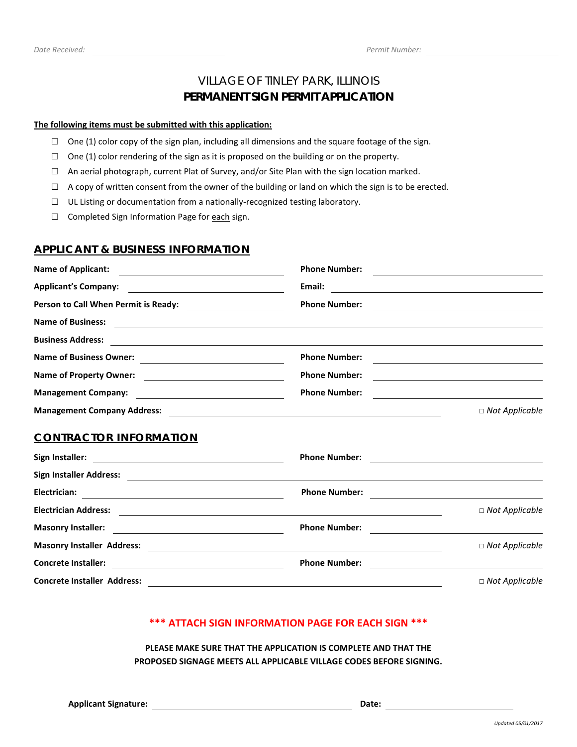*Date Received:* \_\_\_\_\_\_\_\_\_\_\_\_\_\_\_\_ *Permit Number:* \_\_\_\_\_\_\_\_\_\_\_\_\_\_\_\_

# VILLAGE OF TINLEY PARK, ILLINOIS
# PERMANENT SIGN PERMIT APPLICATION

**The following items must be submitted with this application:**

- ☐ One (1) color copy of the sign plan, including all dimensions and the square footage of the sign.
- ☐ One (1) color rendering of the sign as it is proposed on the building or on the property.
- ☐ An aerial photograph, current Plat of Survey, and/or Site Plan with the sign location marked.
- ☐ A copy of written consent from the owner of the building or land on which the sign is to be erected.
- ☐ UL Listing or documentation from a nationally-recognized testing laboratory.
- ☐ Completed Sign Information Page for each sign.

## APPLICANT & BUSINESS INFORMATION

**Name of Applicant:** \_\_\_\_\_\_\_\_\_\_\_\_\_\_\_\_ **Phone Number:** \_\_\_\_\_\_\_\_\_\_\_\_\_\_\_\_

**Applicant's Company:** \_\_\_\_\_\_\_\_\_\_\_\_\_\_\_\_ **Email:** \_\_\_\_\_\_\_\_\_\_\_\_\_\_\_\_

**Person to Call When Permit is Ready:** \_\_\_\_\_\_\_\_\_\_\_\_\_\_\_\_ **Phone Number:** \_\_\_\_\_\_\_\_\_\_\_\_\_\_\_\_

**Name of Business:** \_\_\_\_\_\_\_\_\_\_\_\_\_\_\_\_

**Business Address:** \_\_\_\_\_\_\_\_\_\_\_\_\_\_\_\_

**Name of Business Owner:** \_\_\_\_\_\_\_\_\_\_\_\_\_\_\_\_ **Phone Number:** \_\_\_\_\_\_\_\_\_\_\_\_\_\_\_\_

**Name of Property Owner:** \_\_\_\_\_\_\_\_\_\_\_\_\_\_\_\_ **Phone Number:** \_\_\_\_\_\_\_\_\_\_\_\_\_\_\_\_

**Management Company:** \_\_\_\_\_\_\_\_\_\_\_\_\_\_\_\_ **Phone Number:** \_\_\_\_\_\_\_\_\_\_\_\_\_\_\_\_

**Management Company Address:** \_\_\_\_\_\_\_\_\_\_\_\_\_\_\_\_ □ *Not Applicable*

## CONTRACTOR INFORMATION

**Sign Installer:** \_\_\_\_\_\_\_\_\_\_\_\_\_\_\_\_ **Phone Number:** \_\_\_\_\_\_\_\_\_\_\_\_\_\_\_\_

**Sign Installer Address:** \_\_\_\_\_\_\_\_\_\_\_\_\_\_\_\_

**Electrician:** \_\_\_\_\_\_\_\_\_\_\_\_\_\_\_\_ **Phone Number:** \_\_\_\_\_\_\_\_\_\_\_\_\_\_\_\_

**Electrician Address:** \_\_\_\_\_\_\_\_\_\_\_\_\_\_\_\_ □ *Not Applicable*

**Masonry Installer:** \_\_\_\_\_\_\_\_\_\_\_\_\_\_\_\_ **Phone Number:** \_\_\_\_\_\_\_\_\_\_\_\_\_\_\_\_

**Masonry Installer Address:** \_\_\_\_\_\_\_\_\_\_\_\_\_\_\_\_ □ *Not Applicable*

**Concrete Installer:** \_\_\_\_\_\_\_\_\_\_\_\_\_\_\_\_ **Phone Number:** \_\_\_\_\_\_\_\_\_\_\_\_\_\_\_\_

**Concrete Installer Address:** \_\_\_\_\_\_\_\_\_\_\_\_\_\_\_\_ □ *Not Applicable*

**\*\*\* ATTACH SIGN INFORMATION PAGE FOR EACH SIGN \*\*\***

**PLEASE MAKE SURE THAT THE APPLICATION IS COMPLETE AND THAT THE PROPOSED SIGNAGE MEETS ALL APPLICABLE VILLAGE CODES BEFORE SIGNING.**

**Applicant Signature:** \_\_\_\_\_\_\_\_\_\_\_\_\_\_\_\_ **Date:** \_\_\_\_\_\_\_\_\_\_\_\_\_\_\_\_

*Updated 05/01/2017*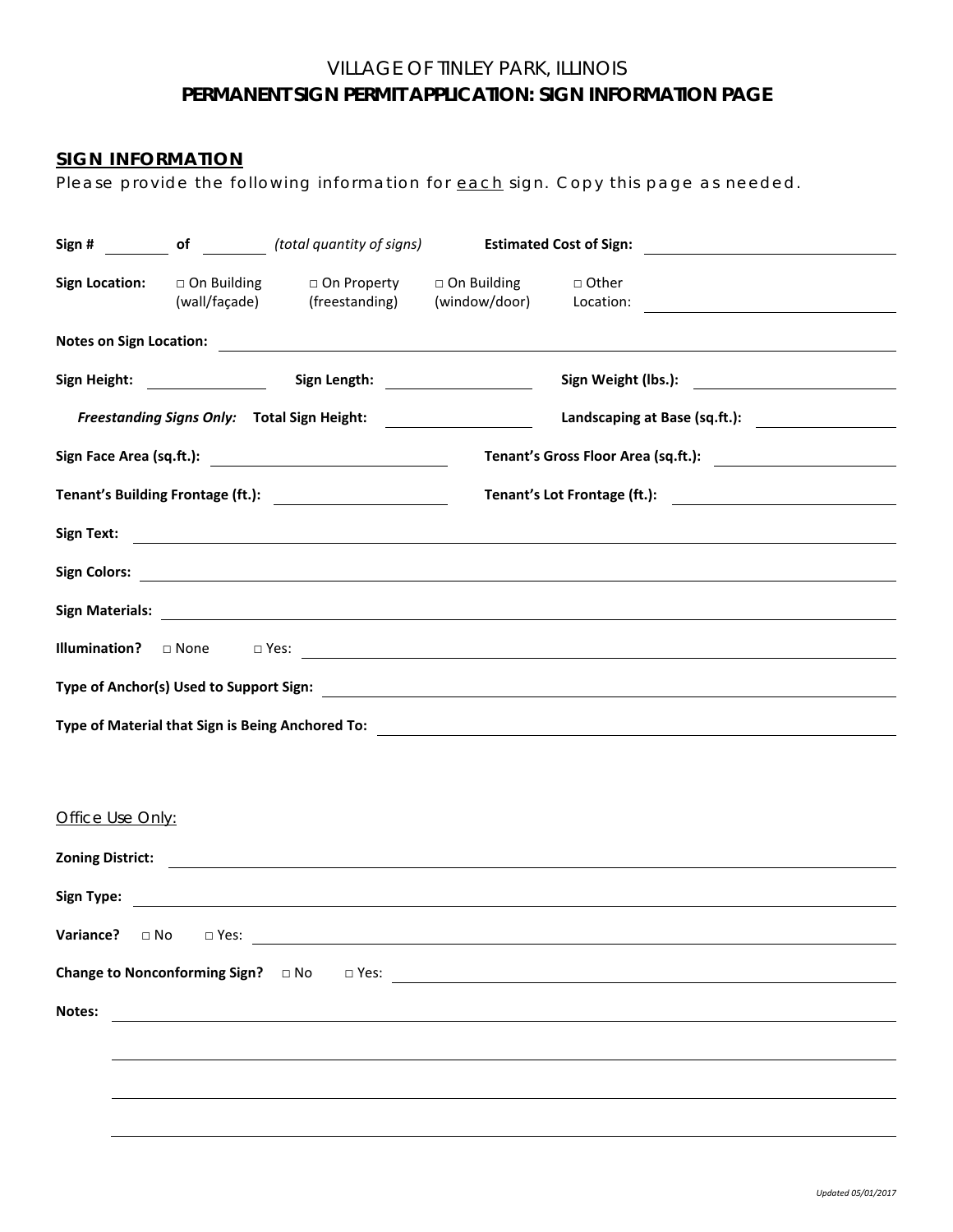# VILLAGE OF TINLEY PARK, ILLINOIS
## PERMANENT SIGN PERMIT APPLICATION: SIGN INFORMATION PAGE

### SIGN INFORMATION

Please provide the following information for each sign. Copy this page as needed.

**Sign #** ________ **of** ________ *(total quantity of signs)* **Estimated Cost of Sign:** ____________________

**Sign Location:** □ On Building (wall/façade) □ On Property (freestanding) □ On Building (window/door) □ Other Location: ____________________

**Notes on Sign Location:** ____________________

**Sign Height:** ____________ **Sign Length:** ____________ **Sign Weight (lbs.):** ____________

*Freestanding Signs Only:* **Total Sign Height:** ____________ **Landscaping at Base (sq.ft.):** ____________

**Sign Face Area (sq.ft.):** ____________ **Tenant's Gross Floor Area (sq.ft.):** ____________

**Tenant's Building Frontage (ft.):** ____________ **Tenant's Lot Frontage (ft.):** ____________

**Sign Text:** ____________________

**Sign Colors:** ____________________

**Sign Materials:** ____________________

**Illumination?** □ None □ Yes: ____________________

**Type of Anchor(s) Used to Support Sign:** ____________________

**Type of Material that Sign is Being Anchored To:** ____________________

Office Use Only:

**Zoning District:** ____________________

**Sign Type:** ____________________

**Variance?** □ No □ Yes: ____________________

**Change to Nonconforming Sign?** □ No □ Yes: ____________________

**Notes:** ____________________

*Updated 05/01/2017*